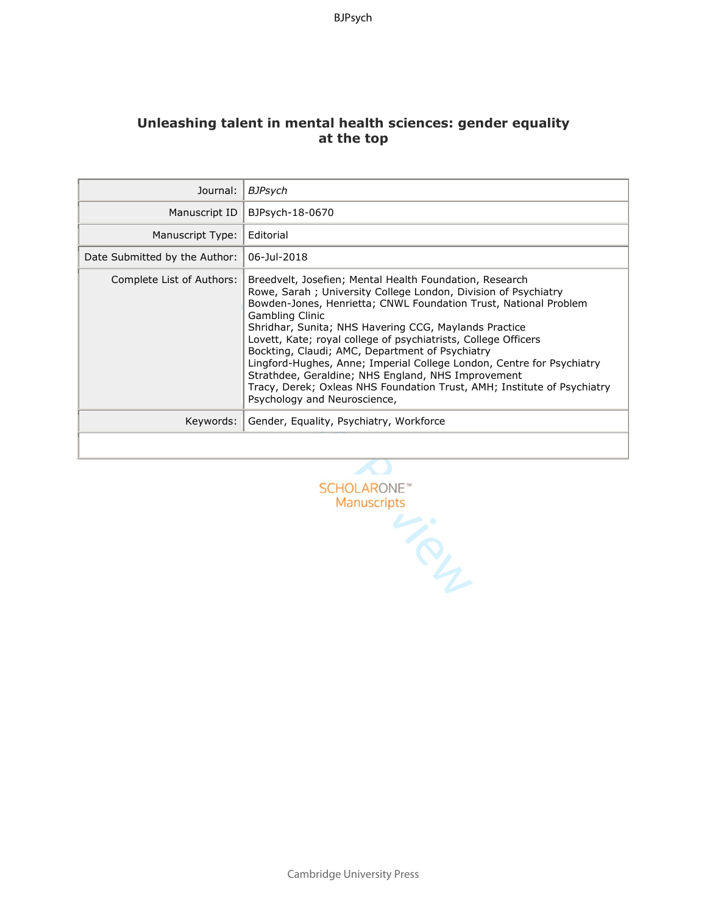# Unleashing talent in mental health sciences: gender equality at the top

| | |
|---|---|
| Journal: | *BJPsych* |
| Manuscript ID | BJPsych-18-0670 |
| Manuscript Type: | Editorial |
| Date Submitted by the Author: | 06-Jul-2018 |
| Complete List of Authors: | Breedvelt, Josefien; Mental Health Foundation, Research<br>Rowe, Sarah ; University College London, Division of Psychiatry<br>Bowden-Jones, Henrietta; CNWL Foundation Trust, National Problem Gambling Clinic<br>Shridhar, Sunita; NHS Havering CCG, Maylands Practice<br>Lovett, Kate; royal college of psychiatrists, College Officers<br>Bockting, Claudi; AMC, Department of Psychiatry<br>Lingford-Hughes, Anne; Imperial College London, Centre for Psychiatry<br>Strathdee, Geraldine; NHS England, NHS Improvement<br>Tracy, Derek; Oxleas NHS Foundation Trust, AMH; Institute of Psychiatry Psychology and Neuroscience, |
| Keywords: | Gender, Equality, Psychiatry, Workforce |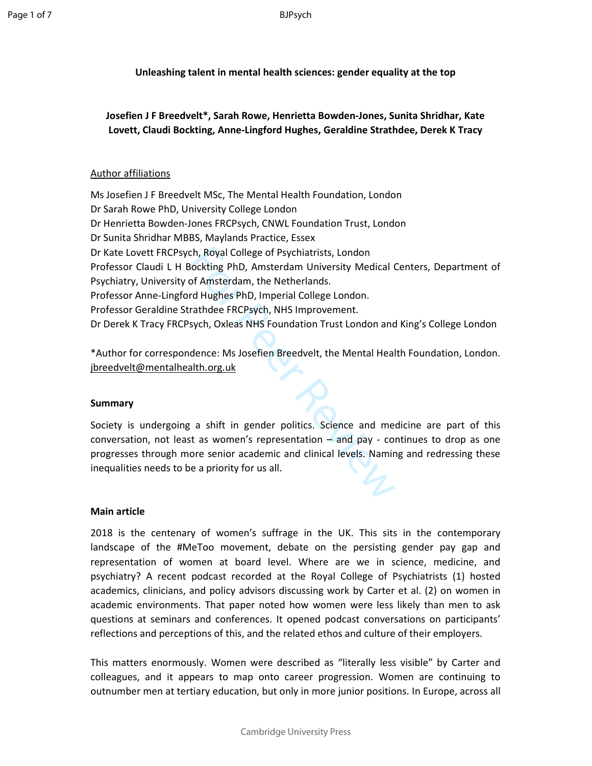**Unleashing talent in mental health sciences: gender equality at the top**

**Josefien J F Breedvelt\*, Sarah Rowe, Henrietta Bowden-Jones, Sunita Shridhar, Kate Lovett, Claudi Bockting, Anne-Lingford Hughes, Geraldine Strathdee, Derek K Tracy**

Author affiliations

Ms Josefien J F Breedvelt MSc, The Mental Health Foundation, London
Dr Sarah Rowe PhD, University College London
Dr Henrietta Bowden-Jones FRCPsych, CNWL Foundation Trust, London
Dr Sunita Shridhar MBBS, Maylands Practice, Essex
Dr Kate Lovett FRCPsych, Royal College of Psychiatrists, London
Professor Claudi L H Bockting PhD, Amsterdam University Medical Centers, Department of Psychiatry, University of Amsterdam, the Netherlands.
Professor Anne-Lingford Hughes PhD, Imperial College London.
Professor Geraldine Strathdee FRCPsych, NHS Improvement.
Dr Derek K Tracy FRCPsych, Oxleas NHS Foundation Trust London and King's College London

\*Author for correspondence: Ms Josefien Breedvelt, the Mental Health Foundation, London. jbreedvelt@mentalhealth.org.uk

**Summary**

Society is undergoing a shift in gender politics. Science and medicine are part of this conversation, not least as women's representation – and pay - continues to drop as one progresses through more senior academic and clinical levels. Naming and redressing these inequalities needs to be a priority for us all.

**Main article**

2018 is the centenary of women's suffrage in the UK. This sits in the contemporary landscape of the #MeToo movement, debate on the persisting gender pay gap and representation of women at board level. Where are we in science, medicine, and psychiatry? A recent podcast recorded at the Royal College of Psychiatrists (1) hosted academics, clinicians, and policy advisors discussing work by Carter et al. (2) on women in academic environments. That paper noted how women were less likely than men to ask questions at seminars and conferences. It opened podcast conversations on participants' reflections and perceptions of this, and the related ethos and culture of their employers.

This matters enormously. Women were described as "literally less visible" by Carter and colleagues, and it appears to map onto career progression. Women are continuing to outnumber men at tertiary education, but only in more junior positions. In Europe, across all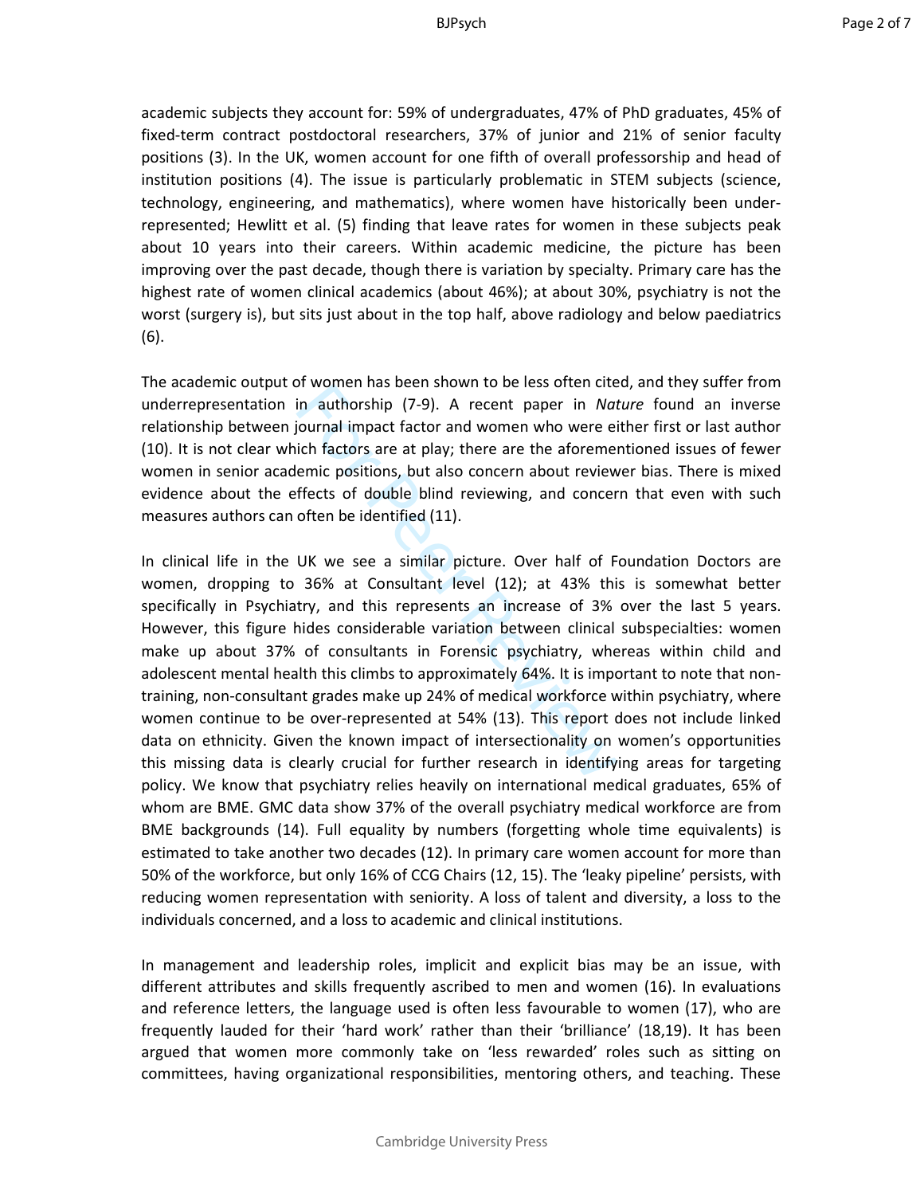academic subjects they account for: 59% of undergraduates, 47% of PhD graduates, 45% of fixed-term contract postdoctoral researchers, 37% of junior and 21% of senior faculty positions (3). In the UK, women account for one fifth of overall professorship and head of institution positions (4). The issue is particularly problematic in STEM subjects (science, technology, engineering, and mathematics), where women have historically been under-represented; Hewlitt et al. (5) finding that leave rates for women in these subjects peak about 10 years into their careers. Within academic medicine, the picture has been improving over the past decade, though there is variation by specialty. Primary care has the highest rate of women clinical academics (about 46%); at about 30%, psychiatry is not the worst (surgery is), but sits just about in the top half, above radiology and below paediatrics (6).

The academic output of women has been shown to be less often cited, and they suffer from underrepresentation in authorship (7-9). A recent paper in *Nature* found an inverse relationship between journal impact factor and women who were either first or last author (10). It is not clear which factors are at play; there are the aforementioned issues of fewer women in senior academic positions, but also concern about reviewer bias. There is mixed evidence about the effects of double blind reviewing, and concern that even with such measures authors can often be identified (11).

In clinical life in the UK we see a similar picture. Over half of Foundation Doctors are women, dropping to 36% at Consultant level (12); at 43% this is somewhat better specifically in Psychiatry, and this represents an increase of 3% over the last 5 years. However, this figure hides considerable variation between clinical subspecialties: women make up about 37% of consultants in Forensic psychiatry, whereas within child and adolescent mental health this climbs to approximately 64%. It is important to note that non-training, non-consultant grades make up 24% of medical workforce within psychiatry, where women continue to be over-represented at 54% (13). This report does not include linked data on ethnicity. Given the known impact of intersectionality on women's opportunities this missing data is clearly crucial for further research in identifying areas for targeting policy. We know that psychiatry relies heavily on international medical graduates, 65% of whom are BME. GMC data show 37% of the overall psychiatry medical workforce are from BME backgrounds (14). Full equality by numbers (forgetting whole time equivalents) is estimated to take another two decades (12). In primary care women account for more than 50% of the workforce, but only 16% of CCG Chairs (12, 15). The 'leaky pipeline' persists, with reducing women representation with seniority. A loss of talent and diversity, a loss to the individuals concerned, and a loss to academic and clinical institutions.

In management and leadership roles, implicit and explicit bias may be an issue, with different attributes and skills frequently ascribed to men and women (16). In evaluations and reference letters, the language used is often less favourable to women (17), who are frequently lauded for their 'hard work' rather than their 'brilliance' (18,19). It has been argued that women more commonly take on 'less rewarded' roles such as sitting on committees, having organizational responsibilities, mentoring others, and teaching. These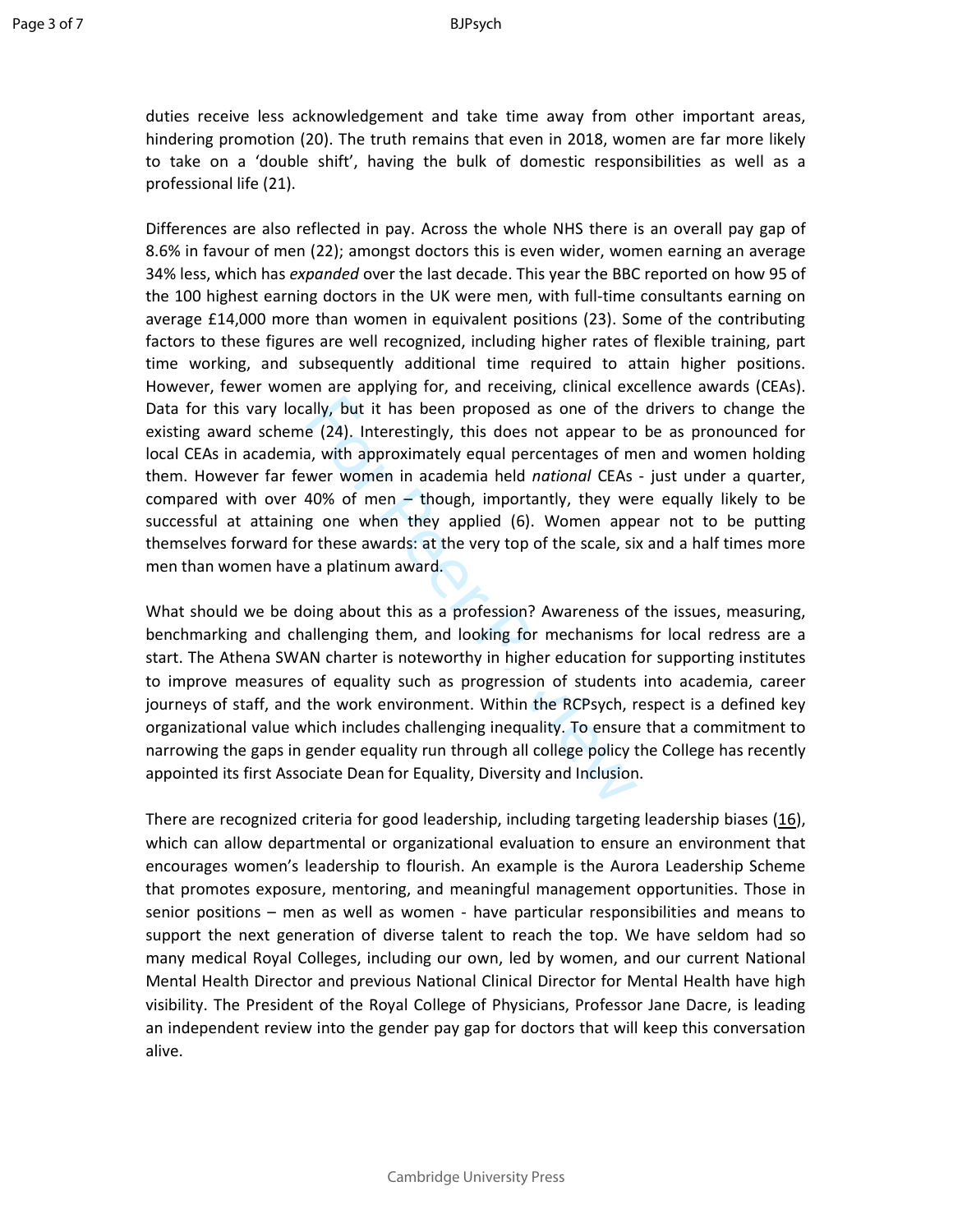duties receive less acknowledgement and take time away from other important areas, hindering promotion (20). The truth remains that even in 2018, women are far more likely to take on a 'double shift', having the bulk of domestic responsibilities as well as a professional life (21).

Differences are also reflected in pay. Across the whole NHS there is an overall pay gap of 8.6% in favour of men (22); amongst doctors this is even wider, women earning an average 34% less, which has *expanded* over the last decade. This year the BBC reported on how 95 of the 100 highest earning doctors in the UK were men, with full-time consultants earning on average £14,000 more than women in equivalent positions (23). Some of the contributing factors to these figures are well recognized, including higher rates of flexible training, part time working, and subsequently additional time required to attain higher positions. However, fewer women are applying for, and receiving, clinical excellence awards (CEAs). Data for this vary locally, but it has been proposed as one of the drivers to change the existing award scheme (24). Interestingly, this does not appear to be as pronounced for local CEAs in academia, with approximately equal percentages of men and women holding them. However far fewer women in academia held *national* CEAs - just under a quarter, compared with over 40% of men – though, importantly, they were equally likely to be successful at attaining one when they applied (6). Women appear not to be putting themselves forward for these awards: at the very top of the scale, six and a half times more men than women have a platinum award.

What should we be doing about this as a profession? Awareness of the issues, measuring, benchmarking and challenging them, and looking for mechanisms for local redress are a start. The Athena SWAN charter is noteworthy in higher education for supporting institutes to improve measures of equality such as progression of students into academia, career journeys of staff, and the work environment. Within the RCPsych, respect is a defined key organizational value which includes challenging inequality. To ensure that a commitment to narrowing the gaps in gender equality run through all college policy the College has recently appointed its first Associate Dean for Equality, Diversity and Inclusion.

There are recognized criteria for good leadership, including targeting leadership biases (16), which can allow departmental or organizational evaluation to ensure an environment that encourages women's leadership to flourish. An example is the Aurora Leadership Scheme that promotes exposure, mentoring, and meaningful management opportunities. Those in senior positions – men as well as women - have particular responsibilities and means to support the next generation of diverse talent to reach the top. We have seldom had so many medical Royal Colleges, including our own, led by women, and our current National Mental Health Director and previous National Clinical Director for Mental Health have high visibility. The President of the Royal College of Physicians, Professor Jane Dacre, is leading an independent review into the gender pay gap for doctors that will keep this conversation alive.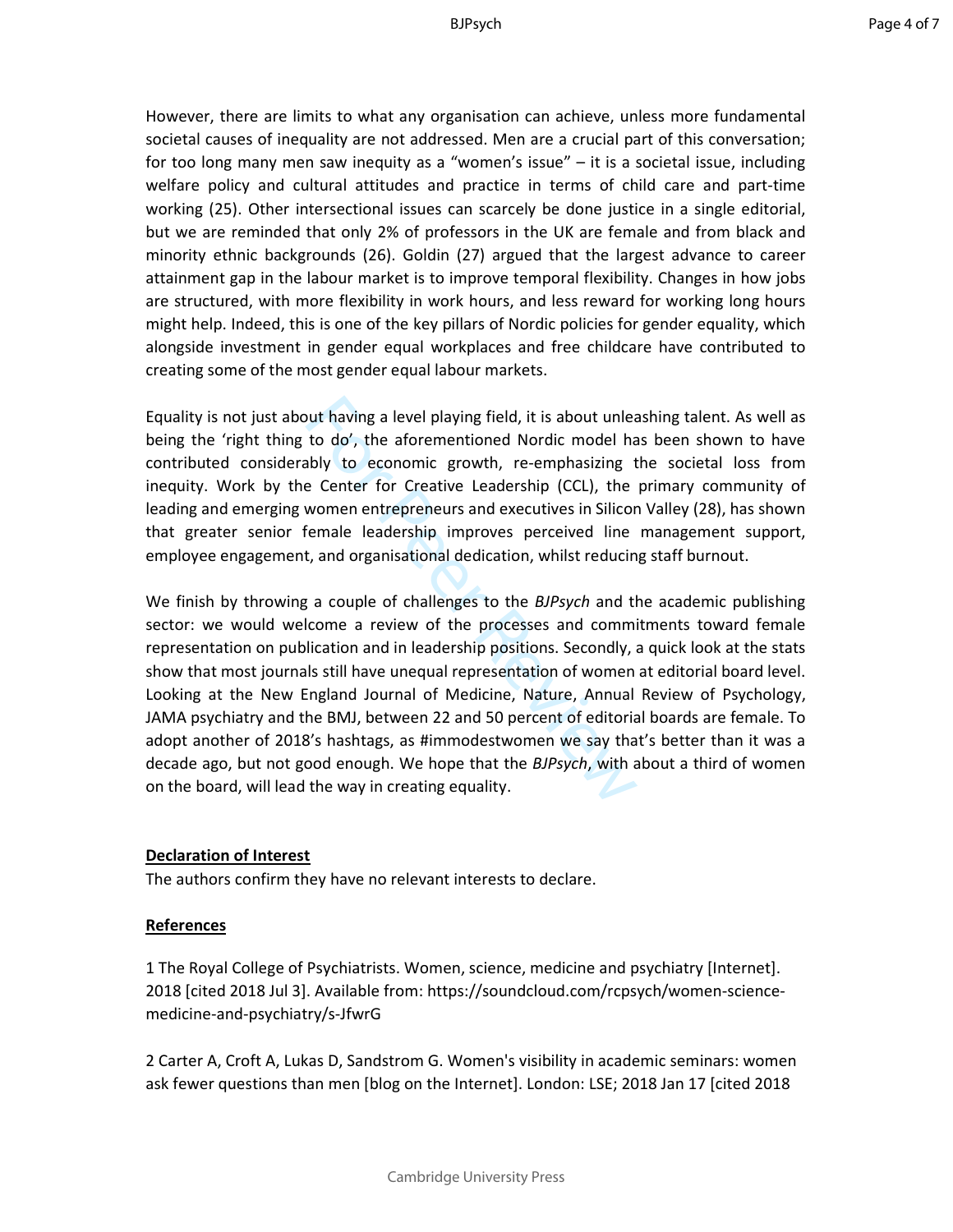However, there are limits to what any organisation can achieve, unless more fundamental societal causes of inequality are not addressed. Men are a crucial part of this conversation; for too long many men saw inequity as a “women’s issue” – it is a societal issue, including welfare policy and cultural attitudes and practice in terms of child care and part-time working (25). Other intersectional issues can scarcely be done justice in a single editorial, but we are reminded that only 2% of professors in the UK are female and from black and minority ethnic backgrounds (26). Goldin (27) argued that the largest advance to career attainment gap in the labour market is to improve temporal flexibility. Changes in how jobs are structured, with more flexibility in work hours, and less reward for working long hours might help. Indeed, this is one of the key pillars of Nordic policies for gender equality, which alongside investment in gender equal workplaces and free childcare have contributed to creating some of the most gender equal labour markets.

Equality is not just about having a level playing field, it is about unleashing talent. As well as being the ‘right thing to do’, the aforementioned Nordic model has been shown to have contributed considerably to economic growth, re-emphasizing the societal loss from inequity. Work by the Center for Creative Leadership (CCL), the primary community of leading and emerging women entrepreneurs and executives in Silicon Valley (28), has shown that greater senior female leadership improves perceived line management support, employee engagement, and organisational dedication, whilst reducing staff burnout.

We finish by throwing a couple of challenges to the *BJPsych* and the academic publishing sector: we would welcome a review of the processes and commitments toward female representation on publication and in leadership positions. Secondly, a quick look at the stats show that most journals still have unequal representation of women at editorial board level. Looking at the New England Journal of Medicine, Nature, Annual Review of Psychology, JAMA psychiatry and the BMJ, between 22 and 50 percent of editorial boards are female. To adopt another of 2018’s hashtags, as #immodestwomen we say that’s better than it was a decade ago, but not good enough. We hope that the *BJPsych*, with about a third of women on the board, will lead the way in creating equality.

**Declaration of Interest**

The authors confirm they have no relevant interests to declare.

**References**

1 The Royal College of Psychiatrists. Women, science, medicine and psychiatry [Internet]. 2018 [cited 2018 Jul 3]. Available from: https://soundcloud.com/rcpsych/women-science-medicine-and-psychiatry/s-JfwrG

2 Carter A, Croft A, Lukas D, Sandstrom G. Women's visibility in academic seminars: women ask fewer questions than men [blog on the Internet]. London: LSE; 2018 Jan 17 [cited 2018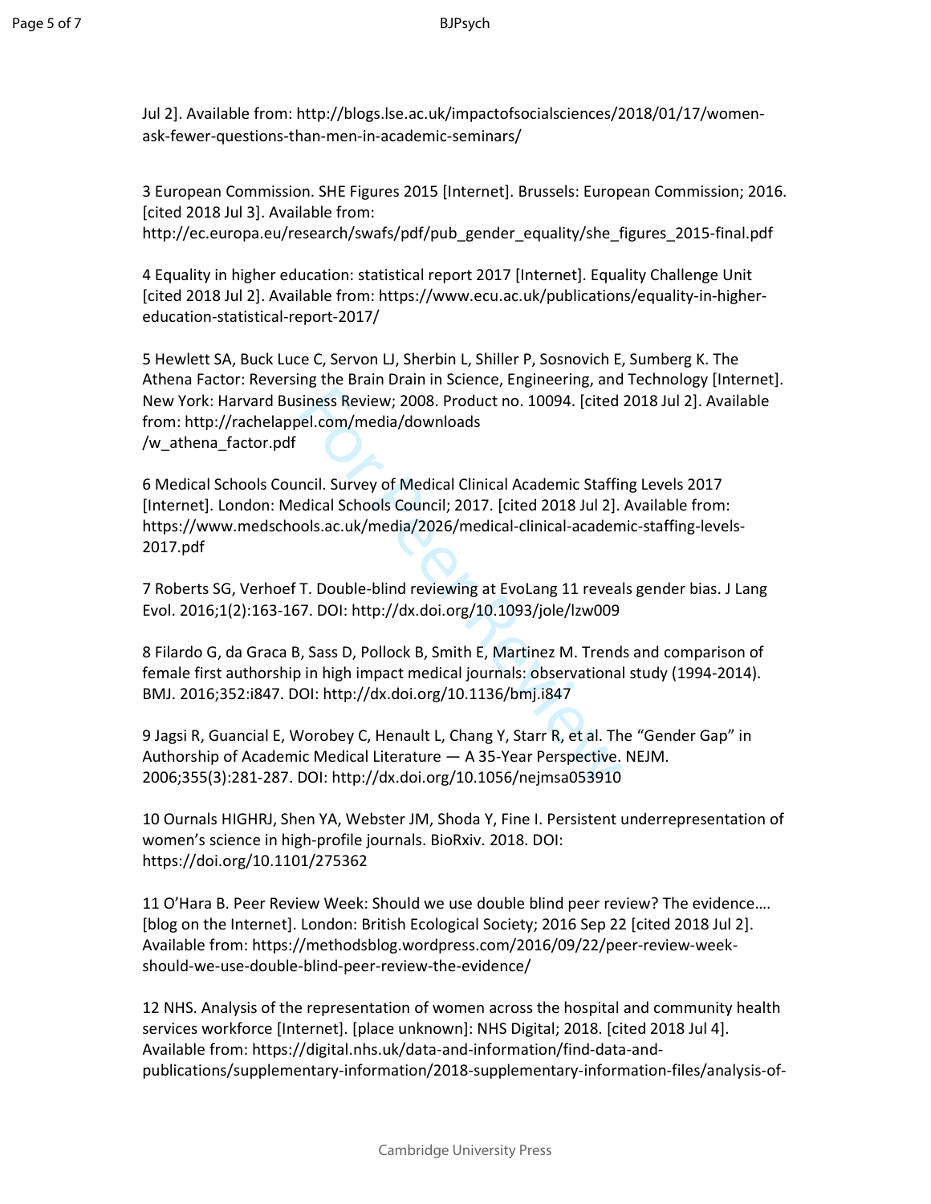Jul 2]. Available from: http://blogs.lse.ac.uk/impactofsocialsciences/2018/01/17/women-ask-fewer-questions-than-men-in-academic-seminars/

3 European Commission. SHE Figures 2015 [Internet]. Brussels: European Commission; 2016. [cited 2018 Jul 3]. Available from: http://ec.europa.eu/research/swafs/pdf/pub_gender_equality/she_figures_2015-final.pdf

4 Equality in higher education: statistical report 2017 [Internet]. Equality Challenge Unit [cited 2018 Jul 2]. Available from: https://www.ecu.ac.uk/publications/equality-in-higher-education-statistical-report-2017/

5 Hewlett SA, Buck Luce C, Servon LJ, Sherbin L, Shiller P, Sosnovich E, Sumberg K. The Athena Factor: Reversing the Brain Drain in Science, Engineering, and Technology [Internet]. New York: Harvard Business Review; 2008. Product no. 10094. [cited 2018 Jul 2]. Available from: http://rachelappel.com/media/downloads /w_athena_factor.pdf

6 Medical Schools Council. Survey of Medical Clinical Academic Staffing Levels 2017 [Internet]. London: Medical Schools Council; 2017. [cited 2018 Jul 2]. Available from: https://www.medschools.ac.uk/media/2026/medical-clinical-academic-staffing-levels-2017.pdf

7 Roberts SG, Verhoef T. Double-blind reviewing at EvoLang 11 reveals gender bias. J Lang Evol. 2016;1(2):163-167. DOI: http://dx.doi.org/10.1093/jole/lzw009

8 Filardo G, da Graca B, Sass D, Pollock B, Smith E, Martinez M. Trends and comparison of female first authorship in high impact medical journals: observational study (1994-2014). BMJ. 2016;352:i847. DOI: http://dx.doi.org/10.1136/bmj.i847

9 Jagsi R, Guancial E, Worobey C, Henault L, Chang Y, Starr R, et al. The "Gender Gap" in Authorship of Academic Medical Literature — A 35-Year Perspective. NEJM. 2006;355(3):281-287. DOI: http://dx.doi.org/10.1056/nejmsa053910

10 Ournals HIGHRJ, Shen YA, Webster JM, Shoda Y, Fine I. Persistent underrepresentation of women's science in high-profile journals. BioRxiv. 2018. DOI: https://doi.org/10.1101/275362

11 O'Hara B. Peer Review Week: Should we use double blind peer review? The evidence…. [blog on the Internet]. London: British Ecological Society; 2016 Sep 22 [cited 2018 Jul 2]. Available from: https://methodsblog.wordpress.com/2016/09/22/peer-review-week-should-we-use-double-blind-peer-review-the-evidence/

12 NHS. Analysis of the representation of women across the hospital and community health services workforce [Internet]. [place unknown]: NHS Digital; 2018. [cited 2018 Jul 4]. Available from: https://digital.nhs.uk/data-and-information/find-data-and-publications/supplementary-information/2018-supplementary-information-files/analysis-of-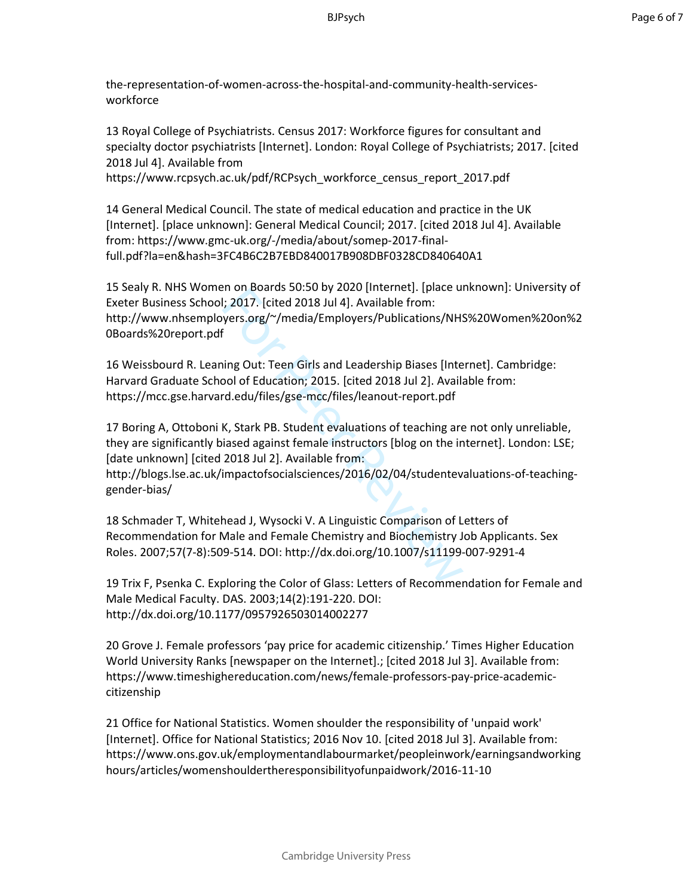the-representation-of-women-across-the-hospital-and-community-health-services-workforce

13 Royal College of Psychiatrists. Census 2017: Workforce figures for consultant and specialty doctor psychiatrists [Internet]. London: Royal College of Psychiatrists; 2017. [cited 2018 Jul 4]. Available from https://www.rcpsych.ac.uk/pdf/RCPsych_workforce_census_report_2017.pdf

14 General Medical Council. The state of medical education and practice in the UK [Internet]. [place unknown]: General Medical Council; 2017. [cited 2018 Jul 4]. Available from: https://www.gmc-uk.org/-/media/about/somep-2017-final-full.pdf?la=en&hash=3FC4B6C2B7EBD840017B908DBF0328CD840640A1

15 Sealy R. NHS Women on Boards 50:50 by 2020 [Internet]. [place unknown]: University of Exeter Business School; 2017. [cited 2018 Jul 4]. Available from: http://www.nhsemployers.org/~/media/Employers/Publications/NHS%20Women%20on%20Boards%20report.pdf

16 Weissbourd R. Leaning Out: Teen Girls and Leadership Biases [Internet]. Cambridge: Harvard Graduate School of Education; 2015. [cited 2018 Jul 2]. Available from: https://mcc.gse.harvard.edu/files/gse-mcc/files/leanout-report.pdf

17 Boring A, Ottoboni K, Stark PB. Student evaluations of teaching are not only unreliable, they are significantly biased against female instructors [blog on the internet]. London: LSE; [date unknown] [cited 2018 Jul 2]. Available from: http://blogs.lse.ac.uk/impactofsocialsciences/2016/02/04/studentevaluations-of-teaching-gender-bias/

18 Schmader T, Whitehead J, Wysocki V. A Linguistic Comparison of Letters of Recommendation for Male and Female Chemistry and Biochemistry Job Applicants. Sex Roles. 2007;57(7-8):509-514. DOI: http://dx.doi.org/10.1007/s11199-007-9291-4

19 Trix F, Psenka C. Exploring the Color of Glass: Letters of Recommendation for Female and Male Medical Faculty. DAS. 2003;14(2):191-220. DOI: http://dx.doi.org/10.1177/0957926503014002277

20 Grove J. Female professors 'pay price for academic citizenship.' Times Higher Education World University Ranks [newspaper on the Internet].; [cited 2018 Jul 3]. Available from: https://www.timeshighereducation.com/news/female-professors-pay-price-academic-citizenship

21 Office for National Statistics. Women shoulder the responsibility of 'unpaid work' [Internet]. Office for National Statistics; 2016 Nov 10. [cited 2018 Jul 3]. Available from: https://www.ons.gov.uk/employmentandlabourmarket/peopleinwork/earningsandworkinghours/articles/womenshouldertheresponsibilityofunpaidwork/2016-11-10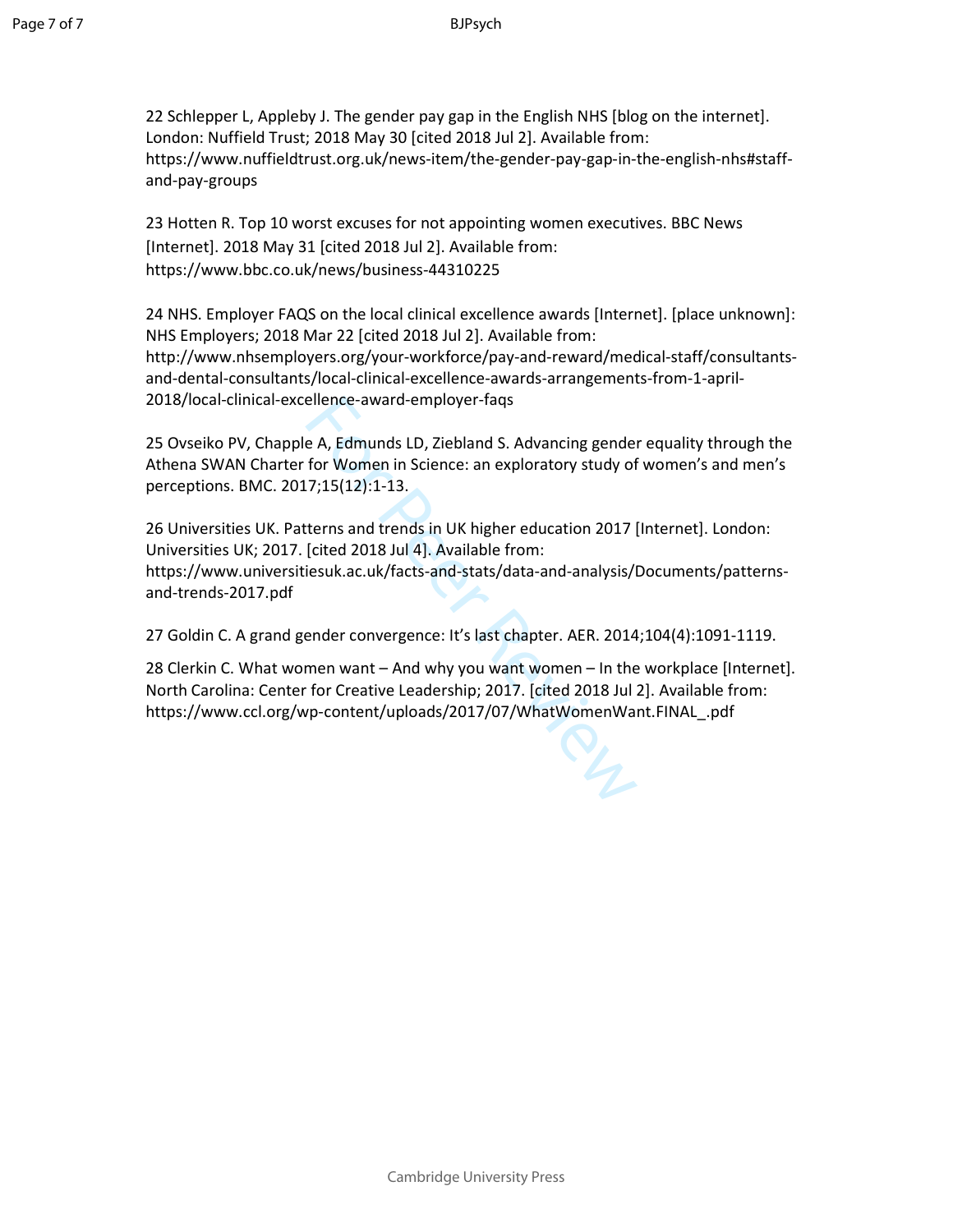22 Schlepper L, Appleby J. The gender pay gap in the English NHS [blog on the internet]. London: Nuffield Trust; 2018 May 30 [cited 2018 Jul 2]. Available from: https://www.nuffieldtrust.org.uk/news-item/the-gender-pay-gap-in-the-english-nhs#staff-and-pay-groups

23 Hotten R. Top 10 worst excuses for not appointing women executives. BBC News [Internet]. 2018 May 31 [cited 2018 Jul 2]. Available from: https://www.bbc.co.uk/news/business-44310225

24 NHS. Employer FAQS on the local clinical excellence awards [Internet]. [place unknown]: NHS Employers; 2018 Mar 22 [cited 2018 Jul 2]. Available from: http://www.nhsemployers.org/your-workforce/pay-and-reward/medical-staff/consultants-and-dental-consultants/local-clinical-excellence-awards-arrangements-from-1-april-2018/local-clinical-excellence-award-employer-faqs

25 Ovseiko PV, Chapple A, Edmunds LD, Ziebland S. Advancing gender equality through the Athena SWAN Charter for Women in Science: an exploratory study of women's and men's perceptions. BMC. 2017;15(12):1-13.

26 Universities UK. Patterns and trends in UK higher education 2017 [Internet]. London: Universities UK; 2017. [cited 2018 Jul 4]. Available from: https://www.universitiesuk.ac.uk/facts-and-stats/data-and-analysis/Documents/patterns-and-trends-2017.pdf

27 Goldin C. A grand gender convergence: It's last chapter. AER. 2014;104(4):1091-1119.

28 Clerkin C. What women want – And why you want women – In the workplace [Internet]. North Carolina: Center for Creative Leadership; 2017. [cited 2018 Jul 2]. Available from: https://www.ccl.org/wp-content/uploads/2017/07/WhatWomenWant.FINAL_.pdf